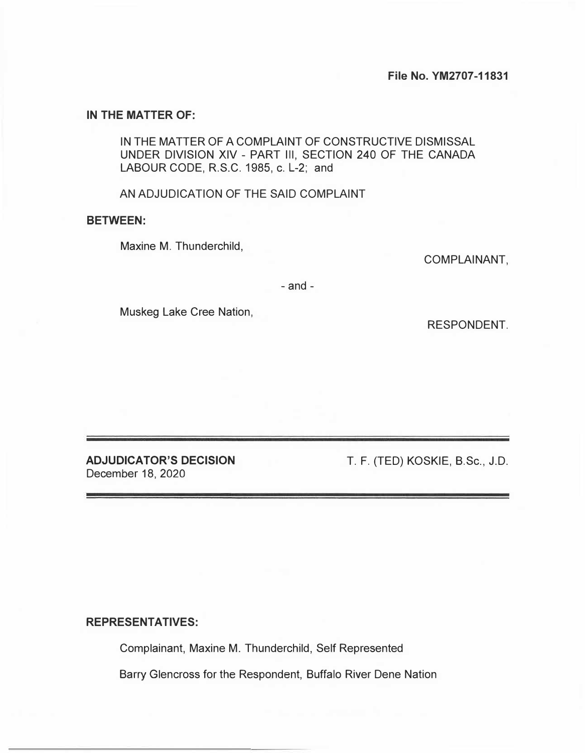**File No. YM2707-11831**

**IN THE MATTER OF:**

IN THE MATTER OF A COMPLAINT OF CONSTRUCTIVE DISMISSAL UNDER DIVISION XIV - PART III, SECTION 240 OF THE CANADA LABOUR CODE, R.S.C. 1985, c. L-2; and

AN ADJUDICATION OF THE SAID COMPLAINT

**BETWEEN:**

Maxine M. Thunderchild,

COMPLAINANT,

- and -

Muskeg Lake Cree Nation,

RESPONDENT.

---

**ADJUDICATOR'S DECISION**
December 18, 2020

T. F. (TED) KOSKIE, B.Sc., J.D.

---

**REPRESENTATIVES:**

Complainant, Maxine M. Thunderchild, Self Represented

Barry Glencross for the Respondent, Buffalo River Dene Nation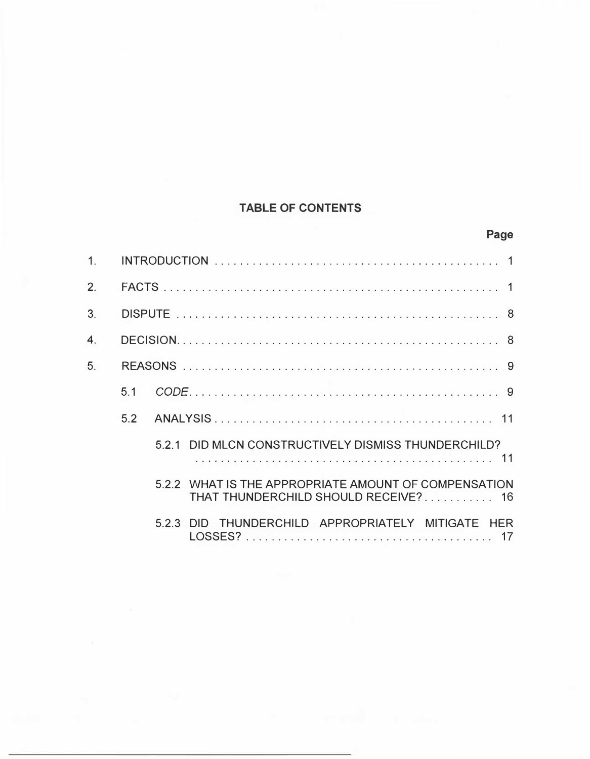**TABLE OF CONTENTS**

| | Page |
|---|---|
| 1. INTRODUCTION | 1 |
| 2. FACTS | 1 |
| 3. DISPUTE | 8 |
| 4. DECISION | 8 |
| 5. REASONS | 9 |
| 5.1 *CODE* | 9 |
| 5.2 ANALYSIS | 11 |
| 5.2.1 DID MLCN CONSTRUCTIVELY DISMISS THUNDERCHILD? | 11 |
| 5.2.2 WHAT IS THE APPROPRIATE AMOUNT OF COMPENSATION THAT THUNDERCHILD SHOULD RECEIVE? | 16 |
| 5.2.3 DID THUNDERCHILD APPROPRIATELY MITIGATE HER LOSSES? | 17 |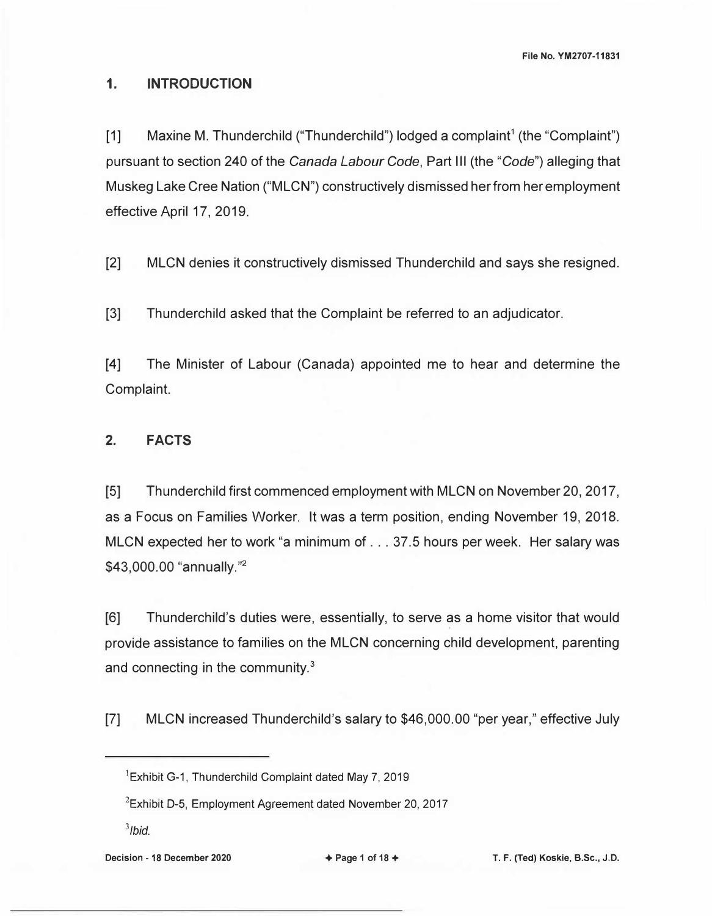## 1. INTRODUCTION

[1] Maxine M. Thunderchild ("Thunderchild") lodged a complaint[1] (the "Complaint") pursuant to section 240 of the *Canada Labour Code*, Part III (the "*Code*") alleging that Muskeg Lake Cree Nation ("MLCN") constructively dismissed her from her employment effective April 17, 2019.

[2] MLCN denies it constructively dismissed Thunderchild and says she resigned.

[3] Thunderchild asked that the Complaint be referred to an adjudicator.

[4] The Minister of Labour (Canada) appointed me to hear and determine the Complaint.

## 2. FACTS

[5] Thunderchild first commenced employment with MLCN on November 20, 2017, as a Focus on Families Worker. It was a term position, ending November 19, 2018. MLCN expected her to work "a minimum of . . . 37.5 hours per week. Her salary was $43,000.00 "annually."[2]

[6] Thunderchild's duties were, essentially, to serve as a home visitor that would provide assistance to families on the MLCN concerning child development, parenting and connecting in the community.[3]

[7] MLCN increased Thunderchild's salary to $46,000.00 "per year," effective July

---

[1] Exhibit G-1, Thunderchild Complaint dated May 7, 2019

[2] Exhibit D-5, Employment Agreement dated November 20, 2017

[3] *Ibid.*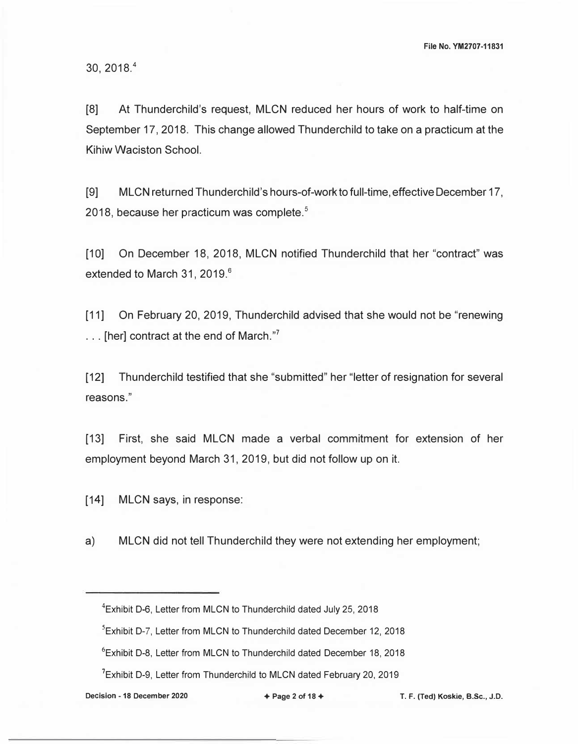30, 2018.[4]

[8] At Thunderchild's request, MLCN reduced her hours of work to half-time on September 17, 2018. This change allowed Thunderchild to take on a practicum at the Kihiw Waciston School.

[9] MLCN returned Thunderchild's hours-of-work to full-time, effective December 17, 2018, because her practicum was complete.[5]

[10] On December 18, 2018, MLCN notified Thunderchild that her "contract" was extended to March 31, 2019.[6]

[11] On February 20, 2019, Thunderchild advised that she would not be "renewing . . . [her] contract at the end of March."[7]

[12] Thunderchild testified that she "submitted" her "letter of resignation for several reasons."

[13] First, she said MLCN made a verbal commitment for extension of her employment beyond March 31, 2019, but did not follow up on it.

[14] MLCN says, in response:

a) MLCN did not tell Thunderchild they were not extending her employment;

---

[4] Exhibit D-6, Letter from MLCN to Thunderchild dated July 25, 2018

[5] Exhibit D-7, Letter from MLCN to Thunderchild dated December 12, 2018

[6] Exhibit D-8, Letter from MLCN to Thunderchild dated December 18, 2018

[7] Exhibit D-9, Letter from Thunderchild to MLCN dated February 20, 2019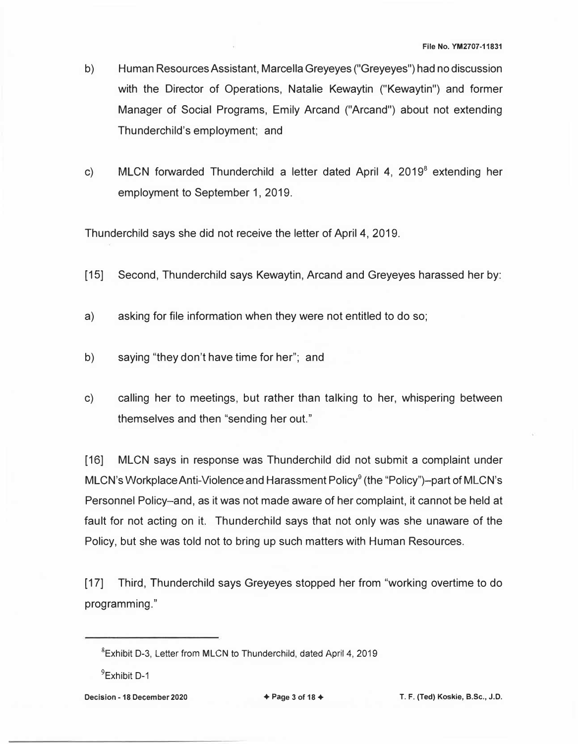b) Human Resources Assistant, Marcella Greyeyes ("Greyeyes") had no discussion with the Director of Operations, Natalie Kewaytin ("Kewaytin") and former Manager of Social Programs, Emily Arcand ("Arcand") about not extending Thunderchild's employment; and

c) MLCN forwarded Thunderchild a letter dated April 4, 2019[8] extending her employment to September 1, 2019.

Thunderchild says she did not receive the letter of April 4, 2019.

[15] Second, Thunderchild says Kewaytin, Arcand and Greyeyes harassed her by:

a) asking for file information when they were not entitled to do so;

b) saying "they don't have time for her"; and

c) calling her to meetings, but rather than talking to her, whispering between themselves and then "sending her out."

[16] MLCN says in response was Thunderchild did not submit a complaint under MLCN's Workplace Anti-Violence and Harassment Policy[9] (the "Policy")–part of MLCN's Personnel Policy–and, as it was not made aware of her complaint, it cannot be held at fault for not acting on it. Thunderchild says that not only was she unaware of the Policy, but she was told not to bring up such matters with Human Resources.

[17] Third, Thunderchild says Greyeyes stopped her from "working overtime to do programming."

---

[8] Exhibit D-3, Letter from MLCN to Thunderchild, dated April 4, 2019

[9] Exhibit D-1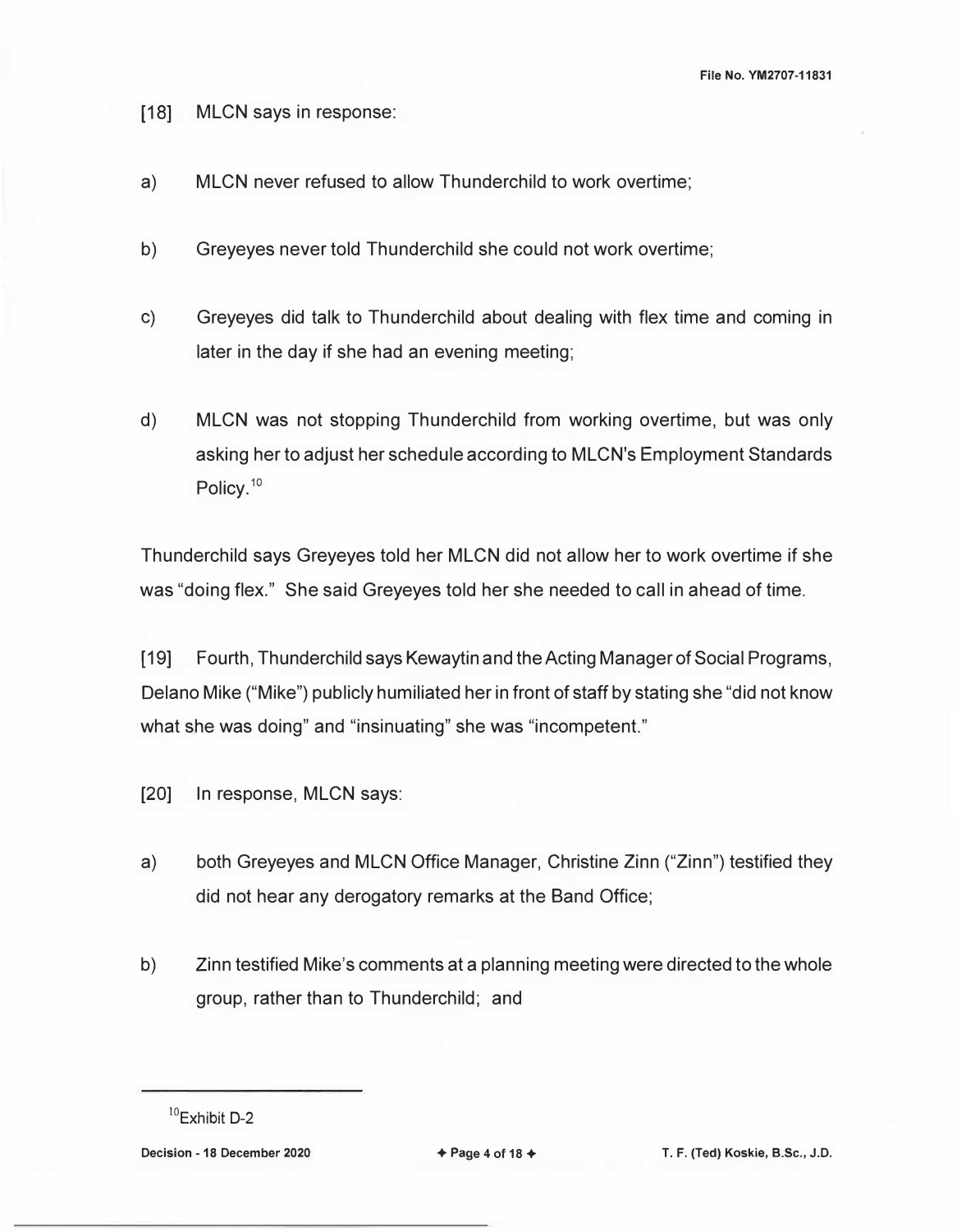[18] MLCN says in response:

a) MLCN never refused to allow Thunderchild to work overtime;

b) Greyeyes never told Thunderchild she could not work overtime;

c) Greyeyes did talk to Thunderchild about dealing with flex time and coming in later in the day if she had an evening meeting;

d) MLCN was not stopping Thunderchild from working overtime, but was only asking her to adjust her schedule according to MLCN's Employment Standards Policy.[10]

Thunderchild says Greyeyes told her MLCN did not allow her to work overtime if she was "doing flex." She said Greyeyes told her she needed to call in ahead of time.

[19] Fourth, Thunderchild says Kewaytin and the Acting Manager of Social Programs, Delano Mike ("Mike") publicly humiliated her in front of staff by stating she "did not know what she was doing" and "insinuating" she was "incompetent."

[20] In response, MLCN says:

a) both Greyeyes and MLCN Office Manager, Christine Zinn ("Zinn") testified they did not hear any derogatory remarks at the Band Office;

b) Zinn testified Mike's comments at a planning meeting were directed to the whole group, rather than to Thunderchild; and

---

[10] Exhibit D-2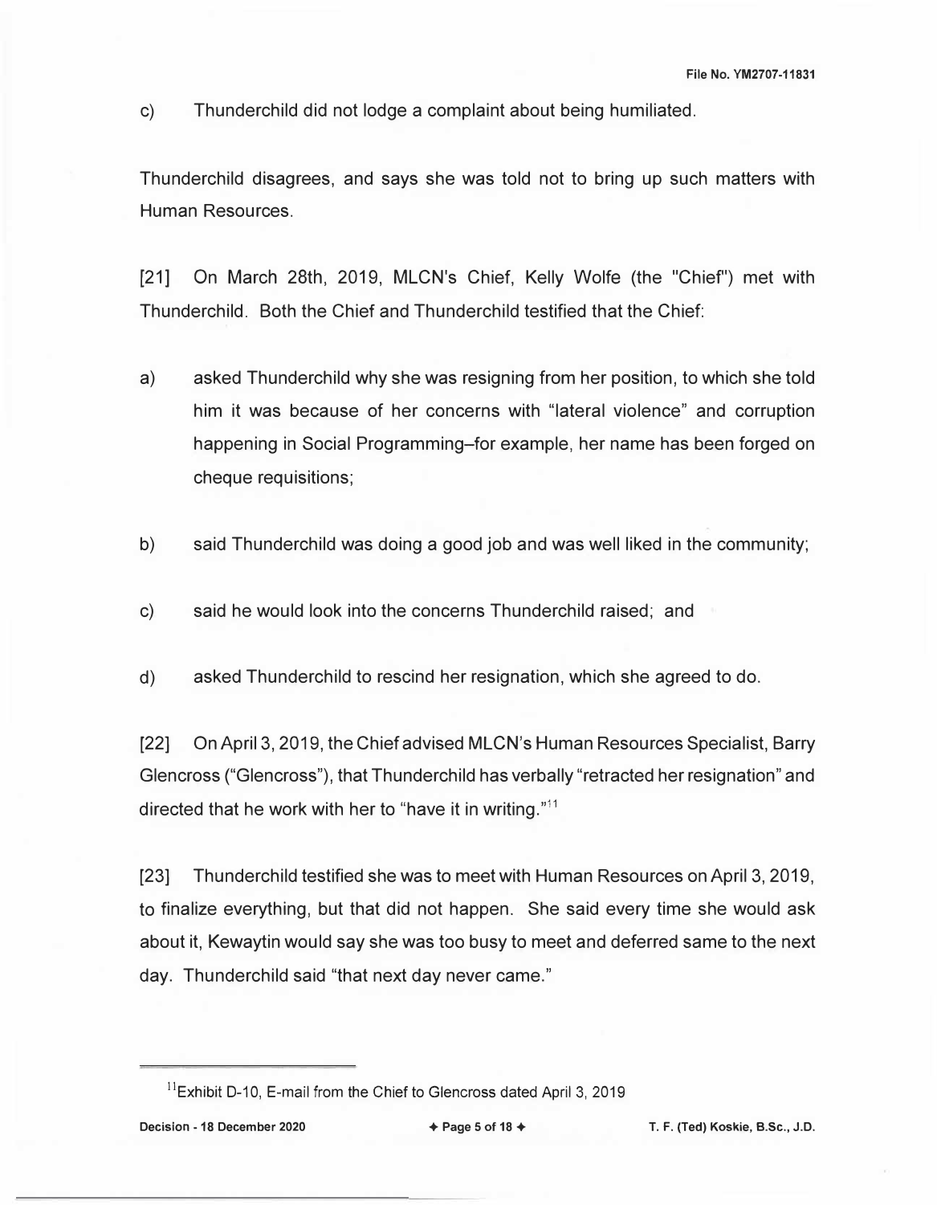c) Thunderchild did not lodge a complaint about being humiliated.

Thunderchild disagrees, and says she was told not to bring up such matters with Human Resources.

[21] On March 28th, 2019, MLCN's Chief, Kelly Wolfe (the "Chief") met with Thunderchild. Both the Chief and Thunderchild testified that the Chief:

a) asked Thunderchild why she was resigning from her position, to which she told him it was because of her concerns with "lateral violence" and corruption happening in Social Programming–for example, her name has been forged on cheque requisitions;

b) said Thunderchild was doing a good job and was well liked in the community;

c) said he would look into the concerns Thunderchild raised; and

d) asked Thunderchild to rescind her resignation, which she agreed to do.

[22] On April 3, 2019, the Chief advised MLCN's Human Resources Specialist, Barry Glencross ("Glencross"), that Thunderchild has verbally "retracted her resignation" and directed that he work with her to "have it in writing."[11]

[23] Thunderchild testified she was to meet with Human Resources on April 3, 2019, to finalize everything, but that did not happen. She said every time she would ask about it, Kewaytin would say she was too busy to meet and deferred same to the next day. Thunderchild said "that next day never came."

---

[11] Exhibit D-10, E-mail from the Chief to Glencross dated April 3, 2019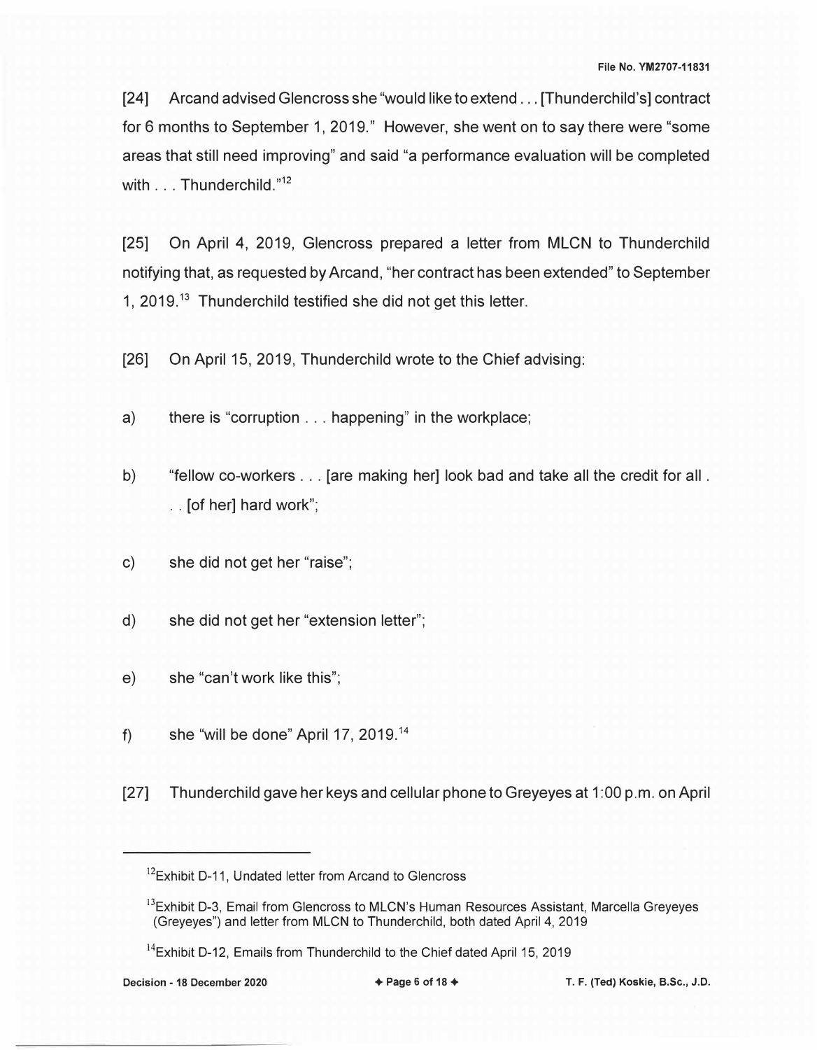[24] Arcand advised Glencross she "would like to extend . . . [Thunderchild's] contract for 6 months to September 1, 2019." However, she went on to say there were "some areas that still need improving" and said "a performance evaluation will be completed with . . . Thunderchild."[12]

[25] On April 4, 2019, Glencross prepared a letter from MLCN to Thunderchild notifying that, as requested by Arcand, "her contract has been extended" to September 1, 2019.[13] Thunderchild testified she did not get this letter.

[26] On April 15, 2019, Thunderchild wrote to the Chief advising:

a) there is "corruption . . . happening" in the workplace;

b) "fellow co-workers . . . [are making her] look bad and take all the credit for all . . . [of her] hard work";

c) she did not get her "raise";

d) she did not get her "extension letter";

e) she "can't work like this";

f) she "will be done" April 17, 2019.[14]

[27] Thunderchild gave her keys and cellular phone to Greyeyes at 1:00 p.m. on April

---

[12] Exhibit D-11, Undated letter from Arcand to Glencross

[13] Exhibit D-3, Email from Glencross to MLCN's Human Resources Assistant, Marcella Greyeyes (Greyeyes") and letter from MLCN to Thunderchild, both dated April 4, 2019

[14] Exhibit D-12, Emails from Thunderchild to the Chief dated April 15, 2019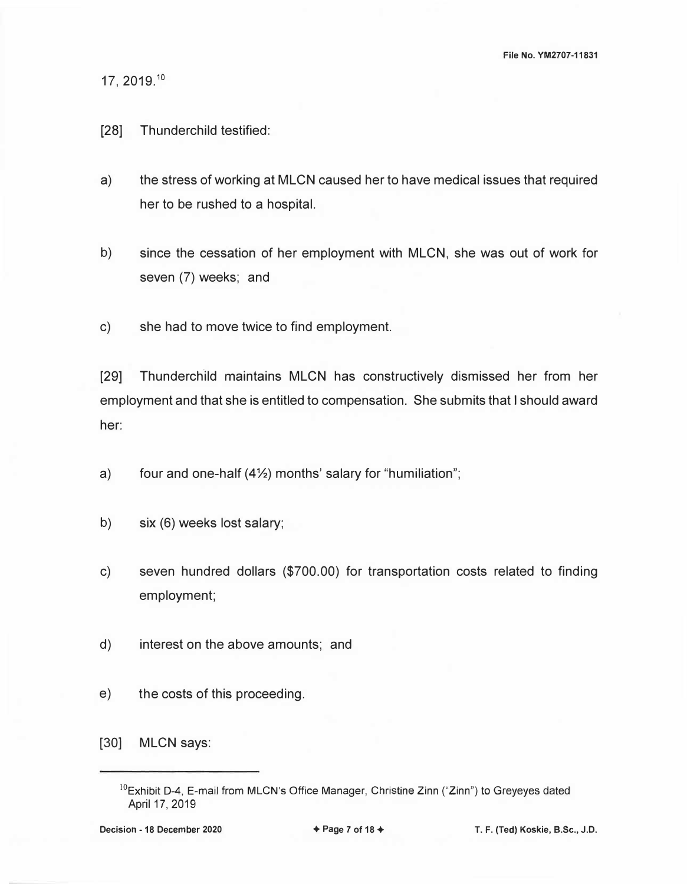17, 2019.[10]

[28] Thunderchild testified:

a) the stress of working at MLCN caused her to have medical issues that required her to be rushed to a hospital.

b) since the cessation of her employment with MLCN, she was out of work for seven (7) weeks; and

c) she had to move twice to find employment.

[29] Thunderchild maintains MLCN has constructively dismissed her from her employment and that she is entitled to compensation. She submits that I should award her:

a) four and one-half (4½) months' salary for "humiliation";

b) six (6) weeks lost salary;

c) seven hundred dollars ($700.00) for transportation costs related to finding employment;

d) interest on the above amounts; and

e) the costs of this proceeding.

[30] MLCN says:

---

[10] Exhibit D-4, E-mail from MLCN's Office Manager, Christine Zinn ("Zinn") to Greyeyes dated April 17, 2019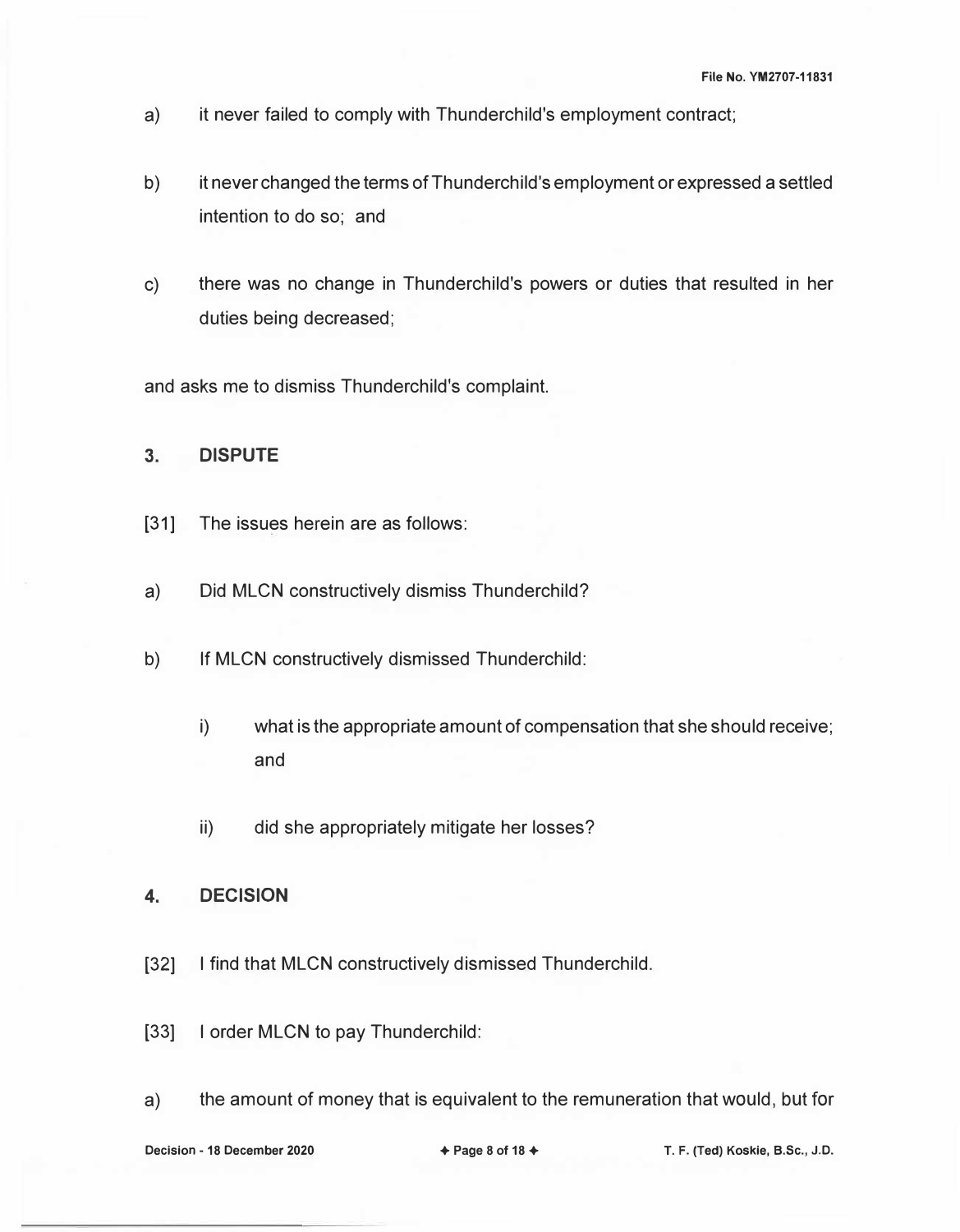a) it never failed to comply with Thunderchild's employment contract;

b) it never changed the terms of Thunderchild's employment or expressed a settled intention to do so; and

c) there was no change in Thunderchild's powers or duties that resulted in her duties being decreased;

and asks me to dismiss Thunderchild's complaint.

## 3. DISPUTE

[31] The issues herein are as follows:

a) Did MLCN constructively dismiss Thunderchild?

b) If MLCN constructively dismissed Thunderchild:

    i) what is the appropriate amount of compensation that she should receive; and

    ii) did she appropriately mitigate her losses?

## 4. DECISION

[32] I find that MLCN constructively dismissed Thunderchild.

[33] I order MLCN to pay Thunderchild:

a) the amount of money that is equivalent to the remuneration that would, but for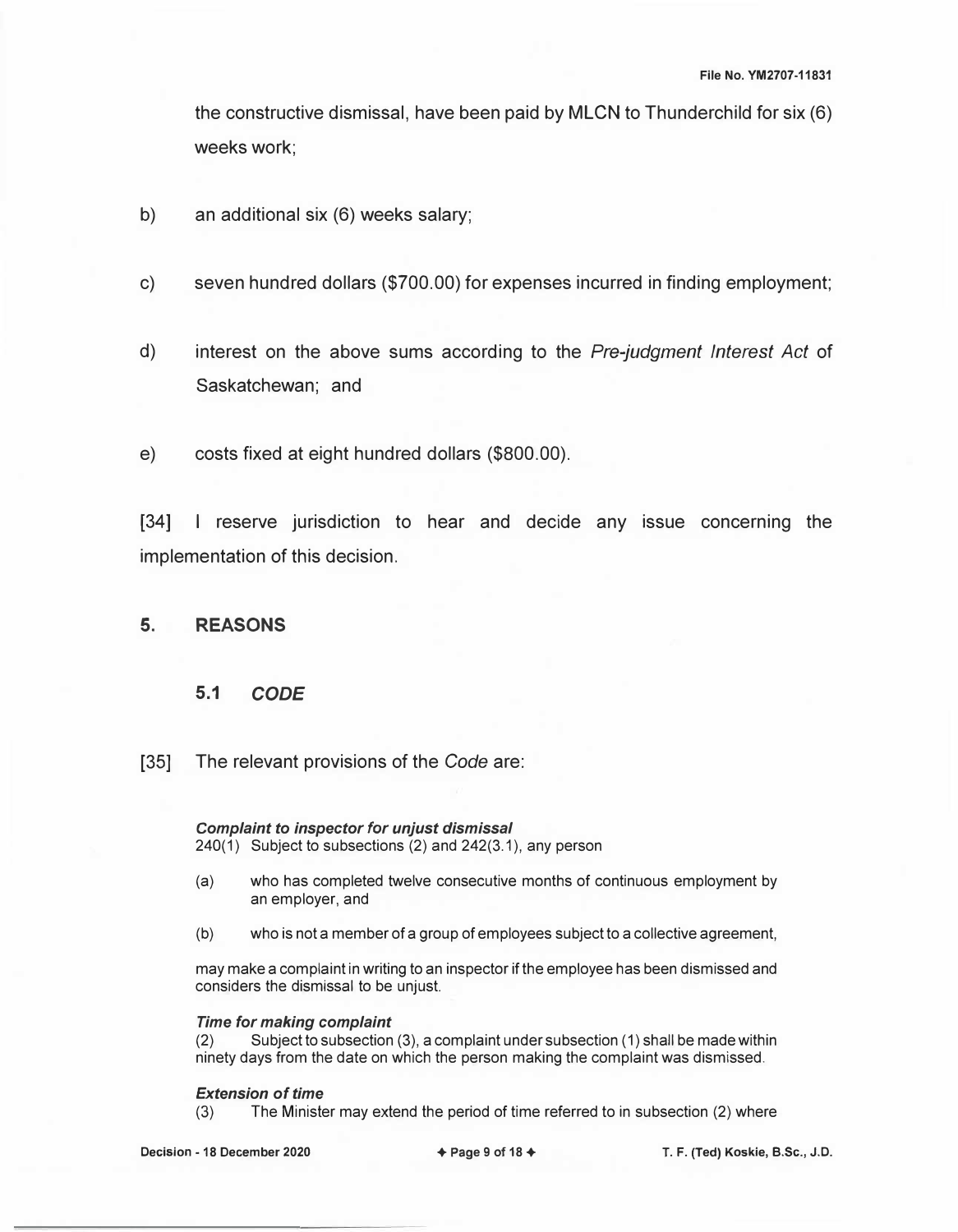the constructive dismissal, have been paid by MLCN to Thunderchild for six (6) weeks work;

b) an additional six (6) weeks salary;

c) seven hundred dollars ($700.00) for expenses incurred in finding employment;

d) interest on the above sums according to the *Pre-judgment Interest Act* of Saskatchewan; and

e) costs fixed at eight hundred dollars ($800.00).

[34] I reserve jurisdiction to hear and decide any issue concerning the implementation of this decision.

## 5. REASONS

### 5.1 *CODE*

[35] The relevant provisions of the *Code* are:

> ***Complaint to inspector for unjust dismissal***
> 240(1) Subject to subsections (2) and 242(3.1), any person
>
> (a) who has completed twelve consecutive months of continuous employment by an employer, and
>
> (b) who is not a member of a group of employees subject to a collective agreement,
>
> may make a complaint in writing to an inspector if the employee has been dismissed and considers the dismissal to be unjust.
>
> ***Time for making complaint***
> (2) Subject to subsection (3), a complaint under subsection (1) shall be made within ninety days from the date on which the person making the complaint was dismissed.
>
> ***Extension of time***
> (3) The Minister may extend the period of time referred to in subsection (2) where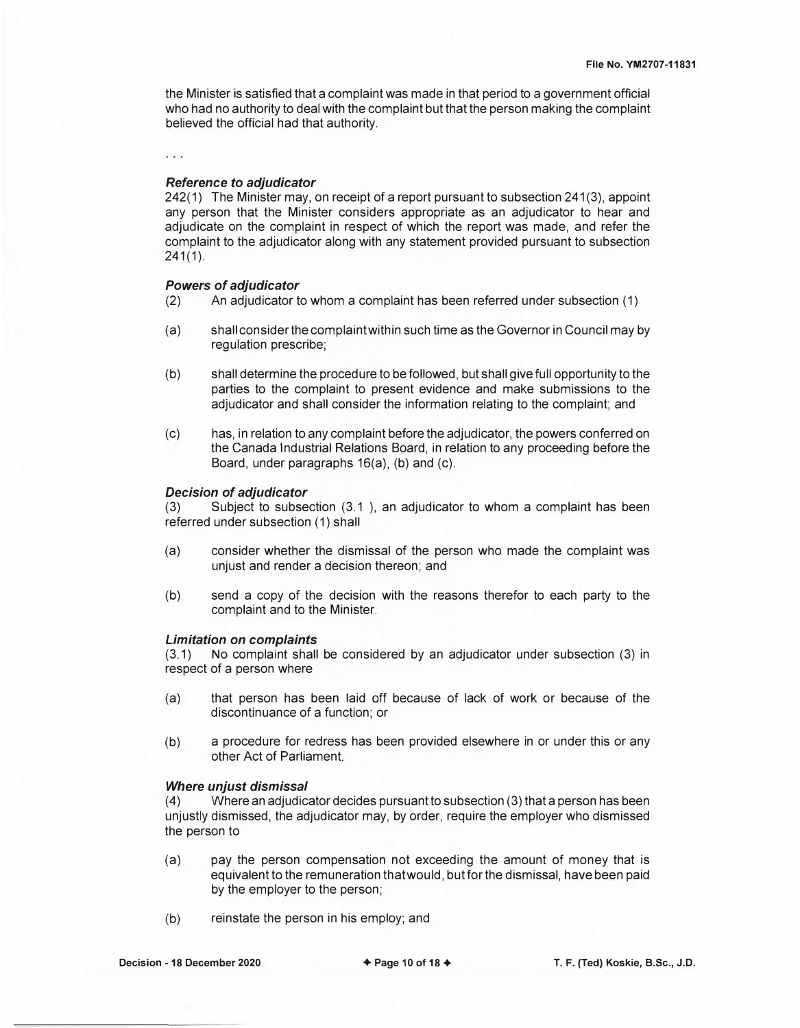the Minister is satisfied that a complaint was made in that period to a government official who had no authority to deal with the complaint but that the person making the complaint believed the official had that authority.

. . .

***Reference to adjudicator***

242(1) The Minister may, on receipt of a report pursuant to subsection 241(3), appoint any person that the Minister considers appropriate as an adjudicator to hear and adjudicate on the complaint in respect of which the report was made, and refer the complaint to the adjudicator along with any statement provided pursuant to subsection 241(1).

***Powers of adjudicator***

(2) An adjudicator to whom a complaint has been referred under subsection (1)

(a) shall consider the complaint within such time as the Governor in Council may by regulation prescribe;

(b) shall determine the procedure to be followed, but shall give full opportunity to the parties to the complaint to present evidence and make submissions to the adjudicator and shall consider the information relating to the complaint; and

(c) has, in relation to any complaint before the adjudicator, the powers conferred on the Canada Industrial Relations Board, in relation to any proceeding before the Board, under paragraphs 16(a), (b) and (c).

***Decision of adjudicator***

(3) Subject to subsection (3.1 ), an adjudicator to whom a complaint has been referred under subsection (1) shall

(a) consider whether the dismissal of the person who made the complaint was unjust and render a decision thereon; and

(b) send a copy of the decision with the reasons therefor to each party to the complaint and to the Minister.

***Limitation on complaints***

(3.1) No complaint shall be considered by an adjudicator under subsection (3) in respect of a person where

(a) that person has been laid off because of lack of work or because of the discontinuance of a function; or

(b) a procedure for redress has been provided elsewhere in or under this or any other Act of Parliament.

***Where unjust dismissal***

(4) Where an adjudicator decides pursuant to subsection (3) that a person has been unjustly dismissed, the adjudicator may, by order, require the employer who dismissed the person to

(a) pay the person compensation not exceeding the amount of money that is equivalent to the remuneration that would, but for the dismissal, have been paid by the employer to the person;

(b) reinstate the person in his employ; and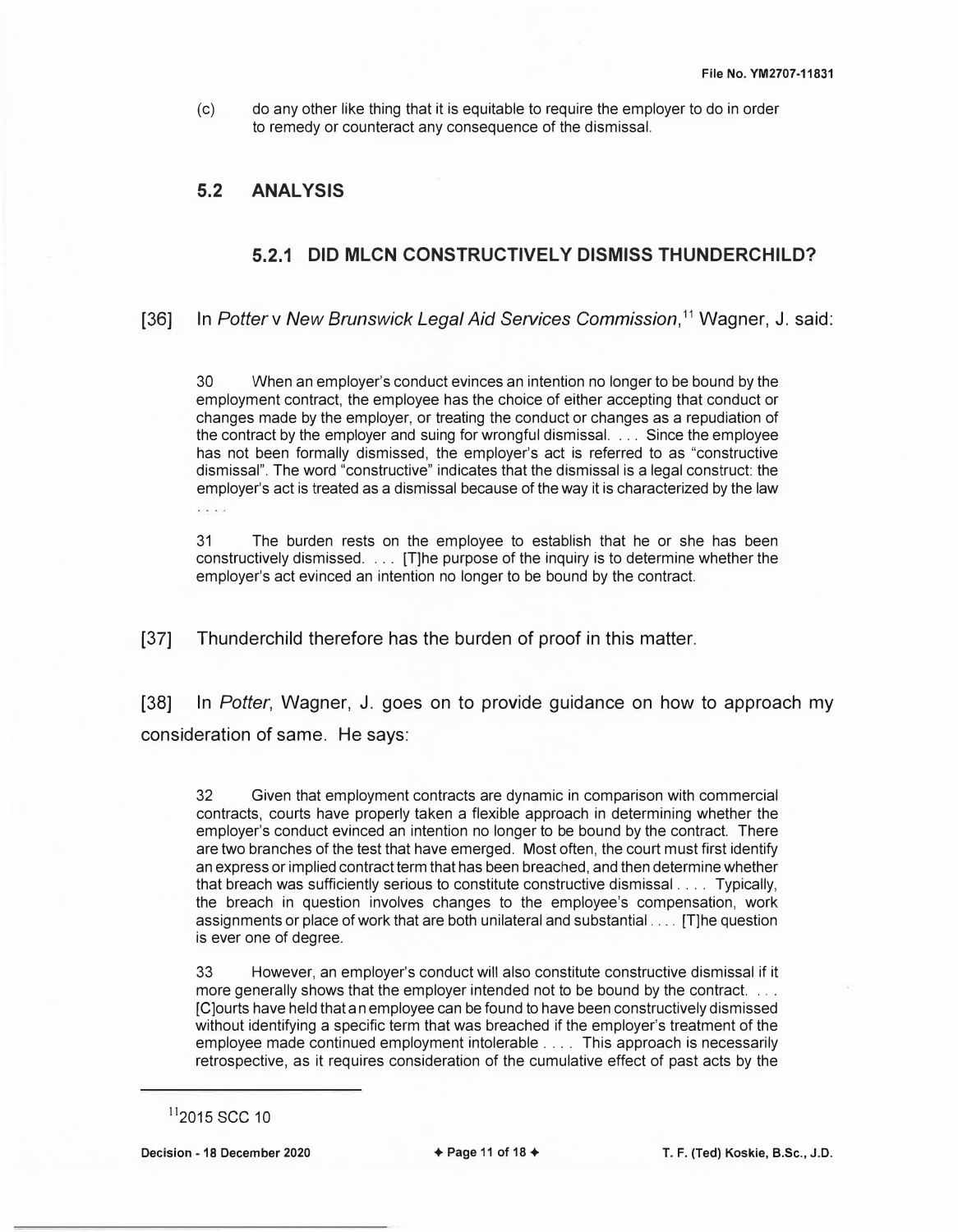(c) do any other like thing that it is equitable to require the employer to do in order to remedy or counteract any consequence of the dismissal.

## 5.2 ANALYSIS

### 5.2.1 DID MLCN CONSTRUCTIVELY DISMISS THUNDERCHILD?

[36] In *Potter* v *New Brunswick Legal Aid Services Commission*,[11] Wagner, J. said:

> 30 When an employer's conduct evinces an intention no longer to be bound by the employment contract, the employee has the choice of either accepting that conduct or changes made by the employer, or treating the conduct or changes as a repudiation of the contract by the employer and suing for wrongful dismissal. . . . Since the employee has not been formally dismissed, the employer's act is referred to as "constructive dismissal". The word "constructive" indicates that the dismissal is a legal construct: the employer's act is treated as a dismissal because of the way it is characterized by the law . . . .
>
> 31 The burden rests on the employee to establish that he or she has been constructively dismissed. . . . [T]he purpose of the inquiry is to determine whether the employer's act evinced an intention no longer to be bound by the contract.

[37] Thunderchild therefore has the burden of proof in this matter.

[38] In *Potter*, Wagner, J. goes on to provide guidance on how to approach my consideration of same. He says:

> 32 Given that employment contracts are dynamic in comparison with commercial contracts, courts have properly taken a flexible approach in determining whether the employer's conduct evinced an intention no longer to be bound by the contract. There are two branches of the test that have emerged. Most often, the court must first identify an express or implied contract term that has been breached, and then determine whether that breach was sufficiently serious to constitute constructive dismissal . . . . Typically, the breach in question involves changes to the employee's compensation, work assignments or place of work that are both unilateral and substantial . . . . [T]he question is ever one of degree.
>
> 33 However, an employer's conduct will also constitute constructive dismissal if it more generally shows that the employer intended not to be bound by the contract. . . . [C]ourts have held that an employee can be found to have been constructively dismissed without identifying a specific term that was breached if the employer's treatment of the employee made continued employment intolerable . . . . This approach is necessarily retrospective, as it requires consideration of the cumulative effect of past acts by the

---

[11] 2015 SCC 10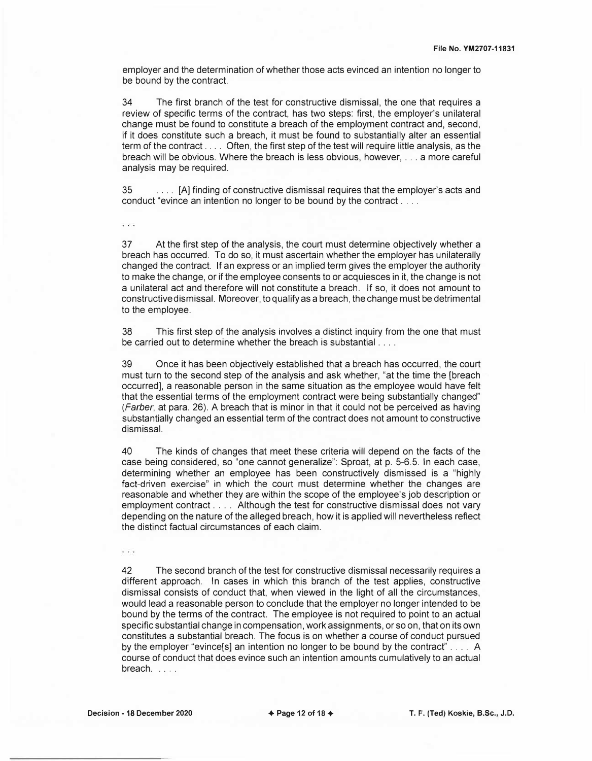employer and the determination of whether those acts evinced an intention no longer to be bound by the contract.

34 The first branch of the test for constructive dismissal, the one that requires a review of specific terms of the contract, has two steps: first, the employer's unilateral change must be found to constitute a breach of the employment contract and, second, if it does constitute such a breach, it must be found to substantially alter an essential term of the contract . . . . Often, the first step of the test will require little analysis, as the breach will be obvious. Where the breach is less obvious, however, . . . a more careful analysis may be required.

35 . . . . [A] finding of constructive dismissal requires that the employer's acts and conduct "evince an intention no longer to be bound by the contract . . . .

. . .

37 At the first step of the analysis, the court must determine objectively whether a breach has occurred. To do so, it must ascertain whether the employer has unilaterally changed the contract. If an express or an implied term gives the employer the authority to make the change, or if the employee consents to or acquiesces in it, the change is not a unilateral act and therefore will not constitute a breach. If so, it does not amount to constructive dismissal. Moreover, to qualify as a breach, the change must be detrimental to the employee.

38 This first step of the analysis involves a distinct inquiry from the one that must be carried out to determine whether the breach is substantial . . . .

39 Once it has been objectively established that a breach has occurred, the court must turn to the second step of the analysis and ask whether, "at the time the [breach occurred], a reasonable person in the same situation as the employee would have felt that the essential terms of the employment contract were being substantially changed" (*Farber*, at para. 26). A breach that is minor in that it could not be perceived as having substantially changed an essential term of the contract does not amount to constructive dismissal.

40 The kinds of changes that meet these criteria will depend on the facts of the case being considered, so "one cannot generalize": Sproat, at p. 5-6.5. In each case, determining whether an employee has been constructively dismissed is a "highly fact-driven exercise" in which the court must determine whether the changes are reasonable and whether they are within the scope of the employee's job description or employment contract . . . . Although the test for constructive dismissal does not vary depending on the nature of the alleged breach, how it is applied will nevertheless reflect the distinct factual circumstances of each claim.

. . .

42 The second branch of the test for constructive dismissal necessarily requires a different approach. In cases in which this branch of the test applies, constructive dismissal consists of conduct that, when viewed in the light of all the circumstances, would lead a reasonable person to conclude that the employer no longer intended to be bound by the terms of the contract. The employee is not required to point to an actual specific substantial change in compensation, work assignments, or so on, that on its own constitutes a substantial breach. The focus is on whether a course of conduct pursued by the employer "evince[s] an intention no longer to be bound by the contract" . . . . A course of conduct that does evince such an intention amounts cumulatively to an actual breach. . . . .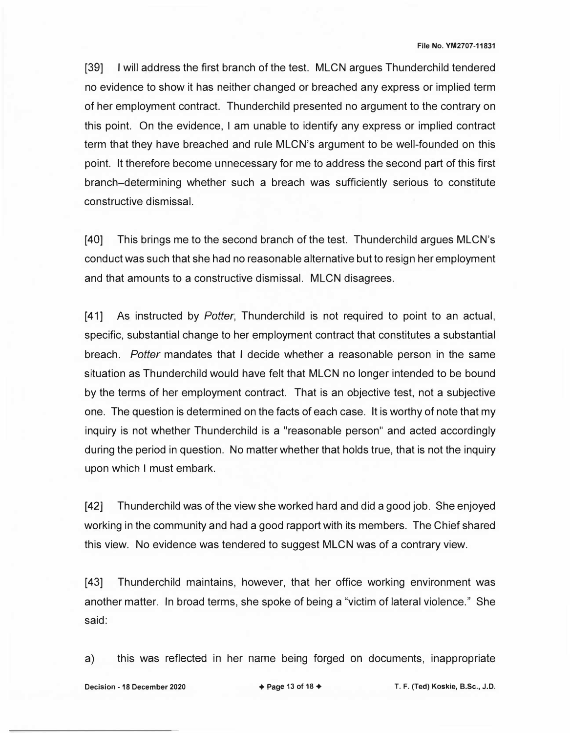[39] I will address the first branch of the test. MLCN argues Thunderchild tendered no evidence to show it has neither changed or breached any express or implied term of her employment contract. Thunderchild presented no argument to the contrary on this point. On the evidence, I am unable to identify any express or implied contract term that they have breached and rule MLCN's argument to be well-founded on this point. It therefore become unnecessary for me to address the second part of this first branch–determining whether such a breach was sufficiently serious to constitute constructive dismissal.

[40] This brings me to the second branch of the test. Thunderchild argues MLCN's conduct was such that she had no reasonable alternative but to resign her employment and that amounts to a constructive dismissal. MLCN disagrees.

[41] As instructed by *Potter*, Thunderchild is not required to point to an actual, specific, substantial change to her employment contract that constitutes a substantial breach. *Potter* mandates that I decide whether a reasonable person in the same situation as Thunderchild would have felt that MLCN no longer intended to be bound by the terms of her employment contract. That is an objective test, not a subjective one. The question is determined on the facts of each case. It is worthy of note that my inquiry is not whether Thunderchild is a "reasonable person" and acted accordingly during the period in question. No matter whether that holds true, that is not the inquiry upon which I must embark.

[42] Thunderchild was of the view she worked hard and did a good job. She enjoyed working in the community and had a good rapport with its members. The Chief shared this view. No evidence was tendered to suggest MLCN was of a contrary view.

[43] Thunderchild maintains, however, that her office working environment was another matter. In broad terms, she spoke of being a "victim of lateral violence." She said:

a) this was reflected in her name being forged on documents, inappropriate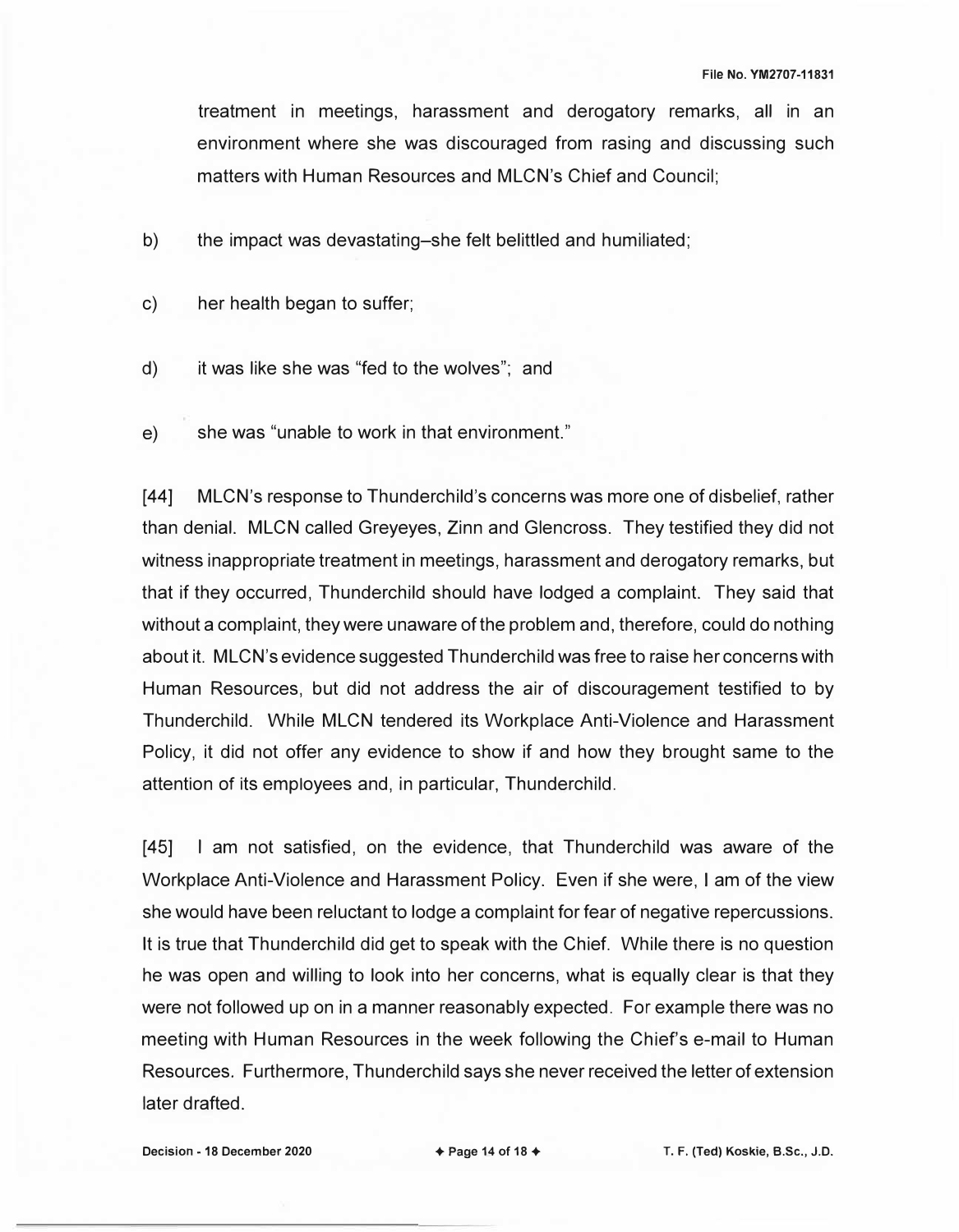treatment in meetings, harassment and derogatory remarks, all in an environment where she was discouraged from rasing and discussing such matters with Human Resources and MLCN's Chief and Council;

b) the impact was devastating–she felt belittled and humiliated;

c) her health began to suffer;

d) it was like she was "fed to the wolves"; and

e) she was "unable to work in that environment."

[44] MLCN's response to Thunderchild's concerns was more one of disbelief, rather than denial. MLCN called Greyeyes, Zinn and Glencross. They testified they did not witness inappropriate treatment in meetings, harassment and derogatory remarks, but that if they occurred, Thunderchild should have lodged a complaint. They said that without a complaint, they were unaware of the problem and, therefore, could do nothing about it. MLCN's evidence suggested Thunderchild was free to raise her concerns with Human Resources, but did not address the air of discouragement testified to by Thunderchild. While MLCN tendered its Workplace Anti-Violence and Harassment Policy, it did not offer any evidence to show if and how they brought same to the attention of its employees and, in particular, Thunderchild.

[45] I am not satisfied, on the evidence, that Thunderchild was aware of the Workplace Anti-Violence and Harassment Policy. Even if she were, I am of the view she would have been reluctant to lodge a complaint for fear of negative repercussions. It is true that Thunderchild did get to speak with the Chief. While there is no question he was open and willing to look into her concerns, what is equally clear is that they were not followed up on in a manner reasonably expected. For example there was no meeting with Human Resources in the week following the Chief's e-mail to Human Resources. Furthermore, Thunderchild says she never received the letter of extension later drafted.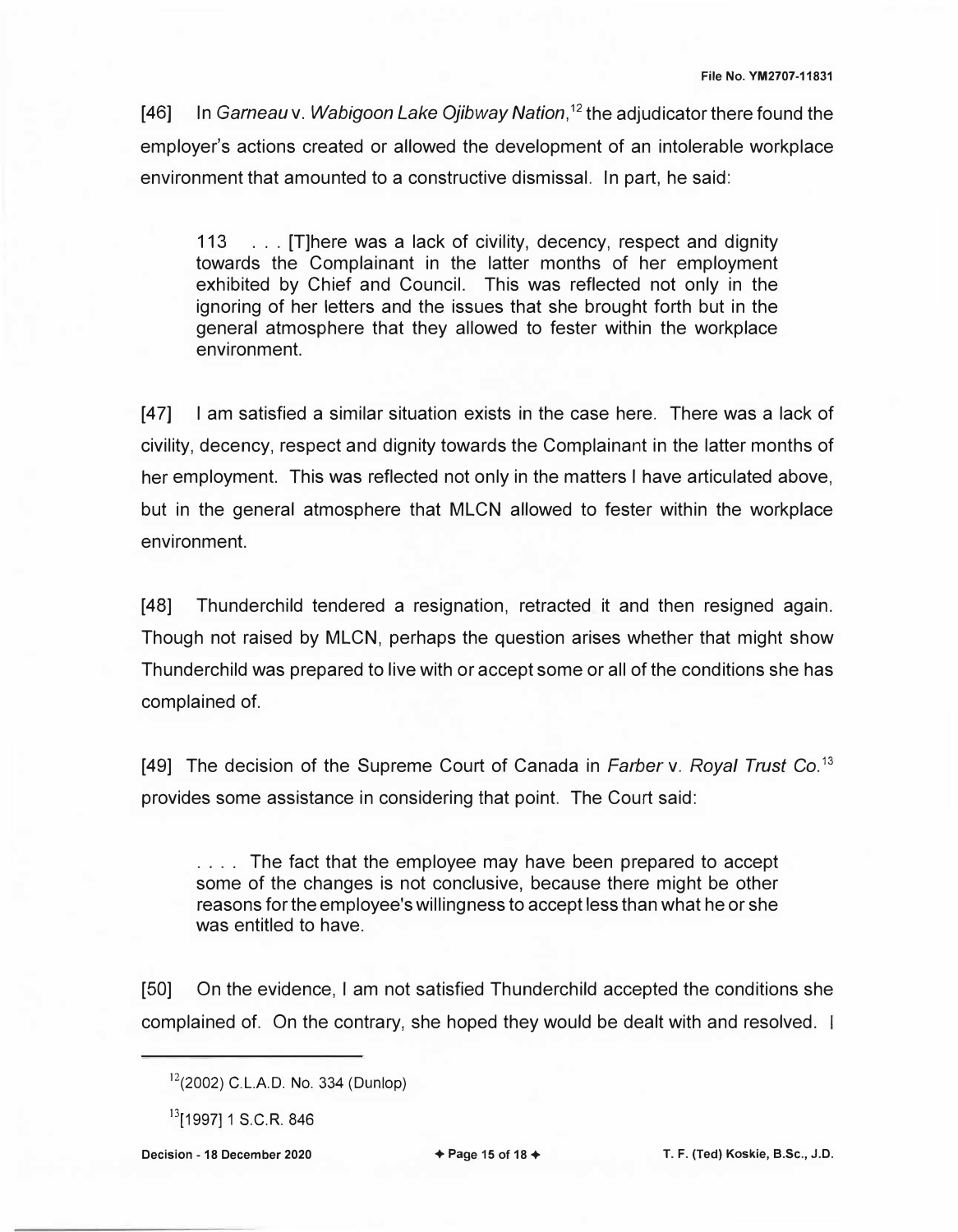[46] In *Garneau* v. *Wabigoon Lake Ojibway Nation*,[12] the adjudicator there found the employer's actions created or allowed the development of an intolerable workplace environment that amounted to a constructive dismissal. In part, he said:

> 113 . . . [T]here was a lack of civility, decency, respect and dignity towards the Complainant in the latter months of her employment exhibited by Chief and Council. This was reflected not only in the ignoring of her letters and the issues that she brought forth but in the general atmosphere that they allowed to fester within the workplace environment.

[47] I am satisfied a similar situation exists in the case here. There was a lack of civility, decency, respect and dignity towards the Complainant in the latter months of her employment. This was reflected not only in the matters I have articulated above, but in the general atmosphere that MLCN allowed to fester within the workplace environment.

[48] Thunderchild tendered a resignation, retracted it and then resigned again. Though not raised by MLCN, perhaps the question arises whether that might show Thunderchild was prepared to live with or accept some or all of the conditions she has complained of.

[49] The decision of the Supreme Court of Canada in *Farber* v. *Royal Trust Co.*[13] provides some assistance in considering that point. The Court said:

> . . . . The fact that the employee may have been prepared to accept some of the changes is not conclusive, because there might be other reasons for the employee's willingness to accept less than what he or she was entitled to have.

[50] On the evidence, I am not satisfied Thunderchild accepted the conditions she complained of. On the contrary, she hoped they would be dealt with and resolved. I

---

[12] (2002) C.L.A.D. No. 334 (Dunlop)

[13] [1997] 1 S.C.R. 846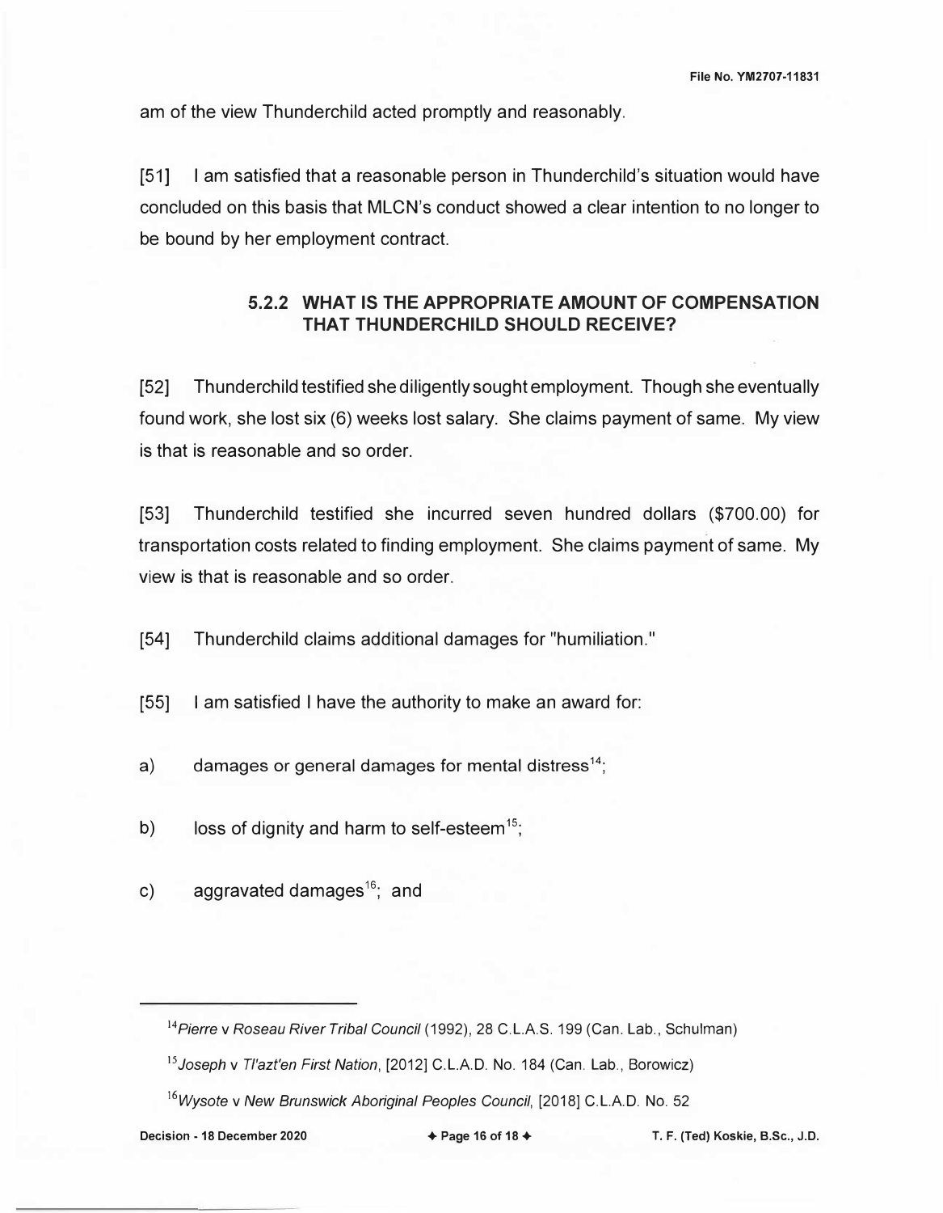am of the view Thunderchild acted promptly and reasonably.

[51] I am satisfied that a reasonable person in Thunderchild's situation would have concluded on this basis that MLCN's conduct showed a clear intention to no longer to be bound by her employment contract.

### 5.2.2 WHAT IS THE APPROPRIATE AMOUNT OF COMPENSATION THAT THUNDERCHILD SHOULD RECEIVE?

[52] Thunderchild testified she diligently sought employment. Though she eventually found work, she lost six (6) weeks lost salary. She claims payment of same. My view is that is reasonable and so order.

[53] Thunderchild testified she incurred seven hundred dollars ($700.00) for transportation costs related to finding employment. She claims payment of same. My view is that is reasonable and so order.

[54] Thunderchild claims additional damages for "humiliation."

[55] I am satisfied I have the authority to make an award for:

a) damages or general damages for mental distress[14];

b) loss of dignity and harm to self-esteem[15];

c) aggravated damages[16]; and

---

[14] *Pierre* v *Roseau River Tribal Council* (1992), 28 C.L.A.S. 199 (Can. Lab., Schulman)

[15] *Joseph* v *Tl'azt'en First Nation*, [2012] C.L.A.D. No. 184 (Can. Lab., Borowicz)

[16] *Wysote* v *New Brunswick Aboriginal Peoples Council*, [2018] C.L.A.D. No. 52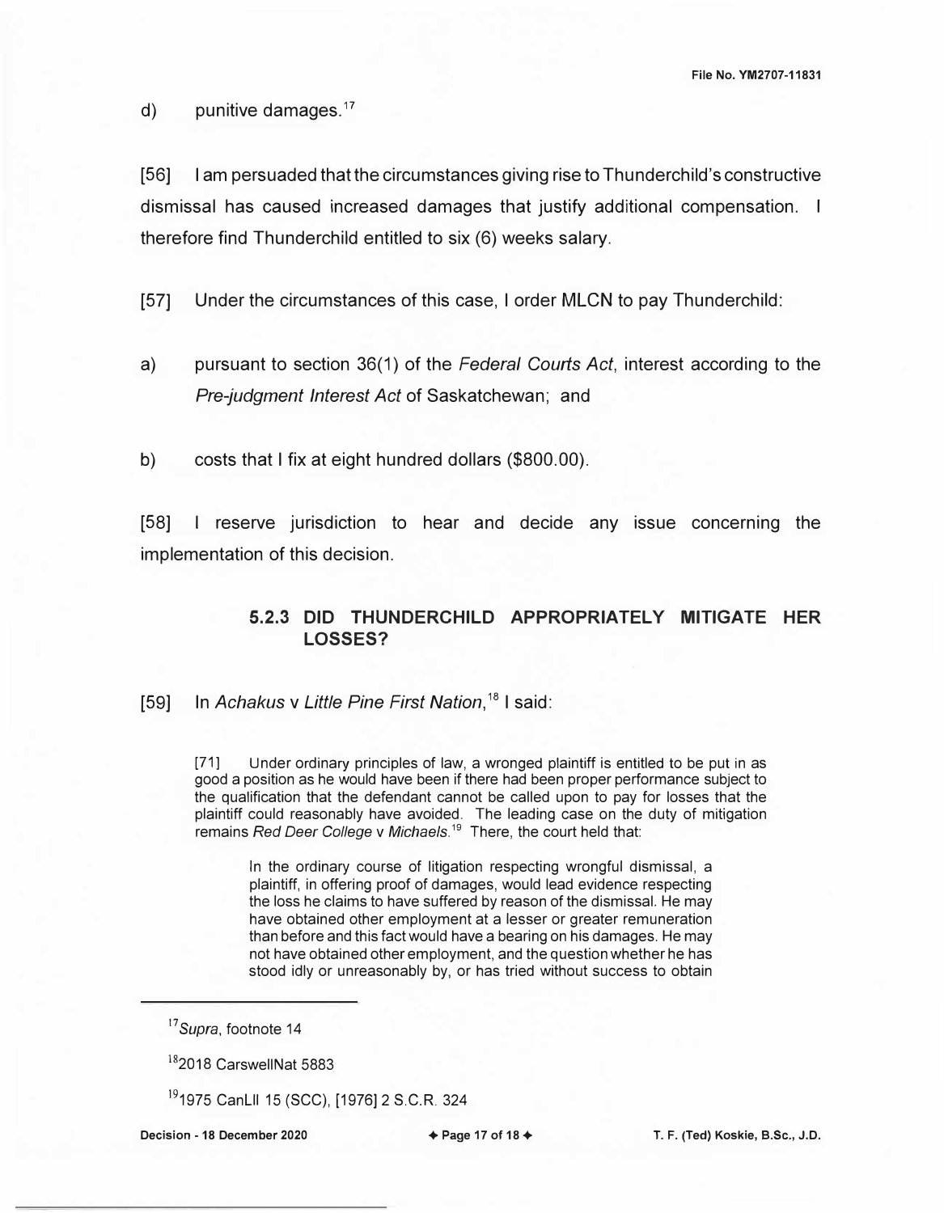d) punitive damages.[17]

[56] I am persuaded that the circumstances giving rise to Thunderchild's constructive dismissal has caused increased damages that justify additional compensation. I therefore find Thunderchild entitled to six (6) weeks salary.

[57] Under the circumstances of this case, I order MLCN to pay Thunderchild:

a) pursuant to section 36(1) of the *Federal Courts Act*, interest according to the *Pre-judgment Interest Act* of Saskatchewan; and

b) costs that I fix at eight hundred dollars ($800.00).

[58] I reserve jurisdiction to hear and decide any issue concerning the implementation of this decision.

### 5.2.3 DID THUNDERCHILD APPROPRIATELY MITIGATE HER LOSSES?

[59] In *Achakus* v *Little Pine First Nation*,[18] I said:

> [71] Under ordinary principles of law, a wronged plaintiff is entitled to be put in as good a position as he would have been if there had been proper performance subject to the qualification that the defendant cannot be called upon to pay for losses that the plaintiff could reasonably have avoided. The leading case on the duty of mitigation remains *Red Deer College* v *Michaels*.[19] There, the court held that:
>
> > In the ordinary course of litigation respecting wrongful dismissal, a plaintiff, in offering proof of damages, would lead evidence respecting the loss he claims to have suffered by reason of the dismissal. He may have obtained other employment at a lesser or greater remuneration than before and this fact would have a bearing on his damages. He may not have obtained other employment, and the question whether he has stood idly or unreasonably by, or has tried without success to obtain

---

[17] *Supra*, footnote 14

[18] 2018 CarswellNat 5883

[19] 1975 CanLII 15 (SCC), [1976] 2 S.C.R. 324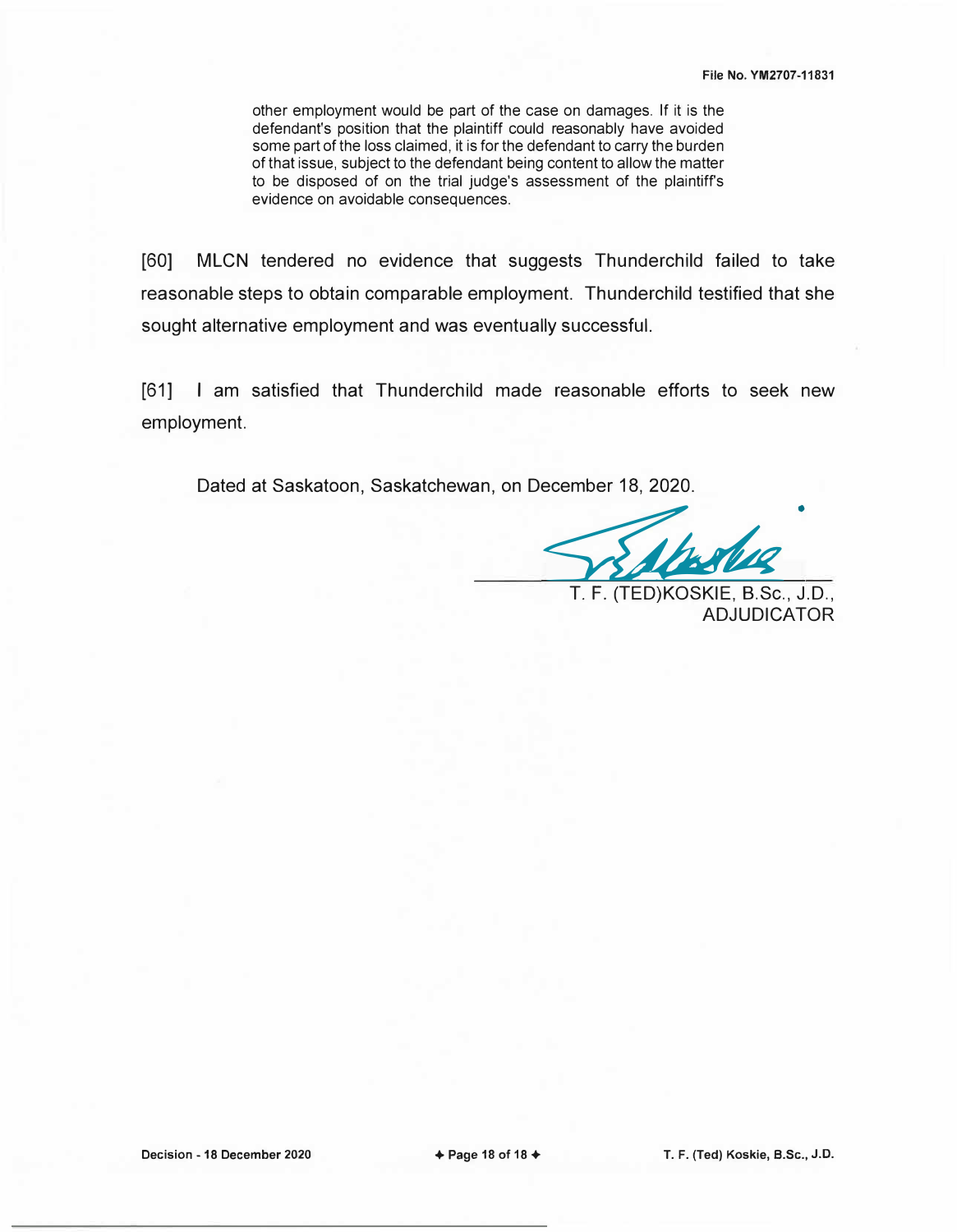> other employment would be part of the case on damages. If it is the defendant's position that the plaintiff could reasonably have avoided some part of the loss claimed, it is for the defendant to carry the burden of that issue, subject to the defendant being content to allow the matter to be disposed of on the trial judge's assessment of the plaintiff's evidence on avoidable consequences.

[60] MLCN tendered no evidence that suggests Thunderchild failed to take reasonable steps to obtain comparable employment. Thunderchild testified that she sought alternative employment and was eventually successful.

[61] I am satisfied that Thunderchild made reasonable efforts to seek new employment.

Dated at Saskatoon, Saskatchewan, on December 18, 2020.

T. F. (TED)KOSKIE, B.Sc., J.D.,
ADJUDICATOR